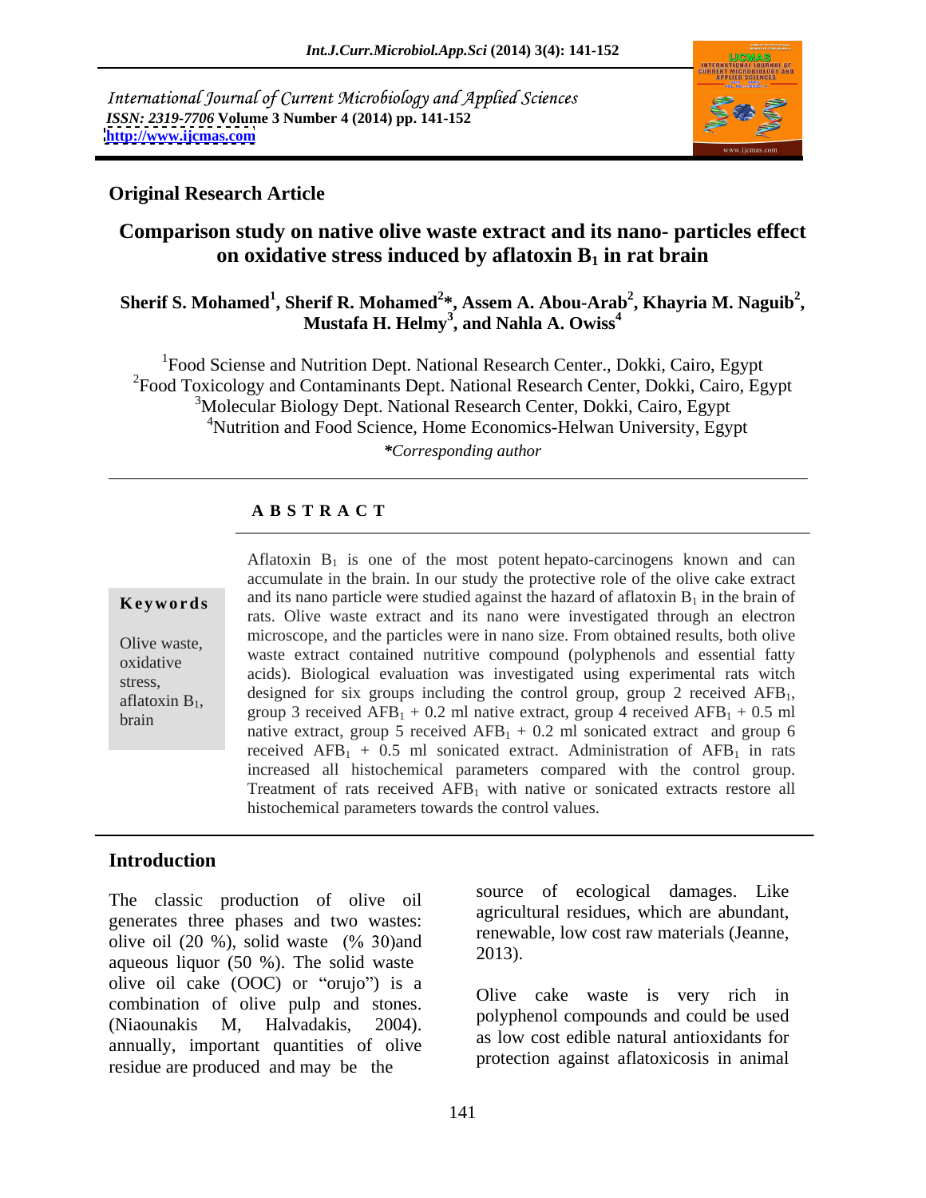International Journal of Current Microbiology and Applied Sciences
*ISSN: 2319-7706* **Volume 3 Number 4 (2014) pp. 141-152**
**http://www.ijcmas.com**

**Original Research Article**

# Comparison study on native olive waste extract and its nano- particles effect on oxidative stress induced by aflatoxin $B_1$ in rat brain

**Sherif S. Mohamed[1], Sherif R. Mohamed[2]*, Assem A. Abou-Arab[2], Khayria M. Naguib[2], Mustafa H. Helmy[3], and Nahla A. Owiss[4]**

[1]Food Sciense and Nutrition Dept. National Research Center., Dokki, Cairo, Egypt
[2]Food Toxicology and Contaminants Dept. National Research Center, Dokki, Cairo, Egypt
[3]Molecular Biology Dept. National Research Center, Dokki, Cairo, Egypt
[4]Nutrition and Food Science, Home Economics-Helwan University, Egypt
*\*Corresponding author*

## ABSTRACT

**Keywords**

Olive waste, oxidative stress, aflatoxin $B_1$, brain

Aflatoxin $B_1$ is one of the most potent hepato-carcinogens known and can accumulate in the brain. In our study the protective role of the olive cake extract and its nano particle were studied against the hazard of aflatoxin $B_1$ in the brain of rats. Olive waste extract and its nano were investigated through an electron microscope, and the particles were in nano size. From obtained results, both olive waste extract contained nutritive compound (polyphenols and essential fatty acids). Biological evaluation was investigated using experimental rats witch designed for six groups including the control group, group 2 received $AFB_1$, group 3 received $AFB_1$ + 0.2 ml native extract, group 4 received $AFB_1$ + 0.5 ml native extract, group 5 received $AFB_1$ + 0.2 ml sonicated extract and group 6 received $AFB_1$ + 0.5 ml sonicated extract. Administration of $AFB_1$ in rats increased all histochemical parameters compared with the control group. Treatment of rats received $AFB_1$ with native or sonicated extracts restore all histochemical parameters towards the control values.

## Introduction

The classic production of olive oil generates three phases and two wastes: olive oil (20 %), solid waste (% 30)and aqueous liquor (50 %). The solid waste olive oil cake (OOC) or "orujo") is a combination of olive pulp and stones. (Niaounakis M, Halvadakis, 2004). annually, important quantities of olive residue are produced and may be the source of ecological damages. Like agricultural residues, which are abundant, renewable, low cost raw materials (Jeanne, 2013).

Olive cake waste is very rich in polyphenol compounds and could be used as low cost edible natural antioxidants for protection against aflatoxicosis in animal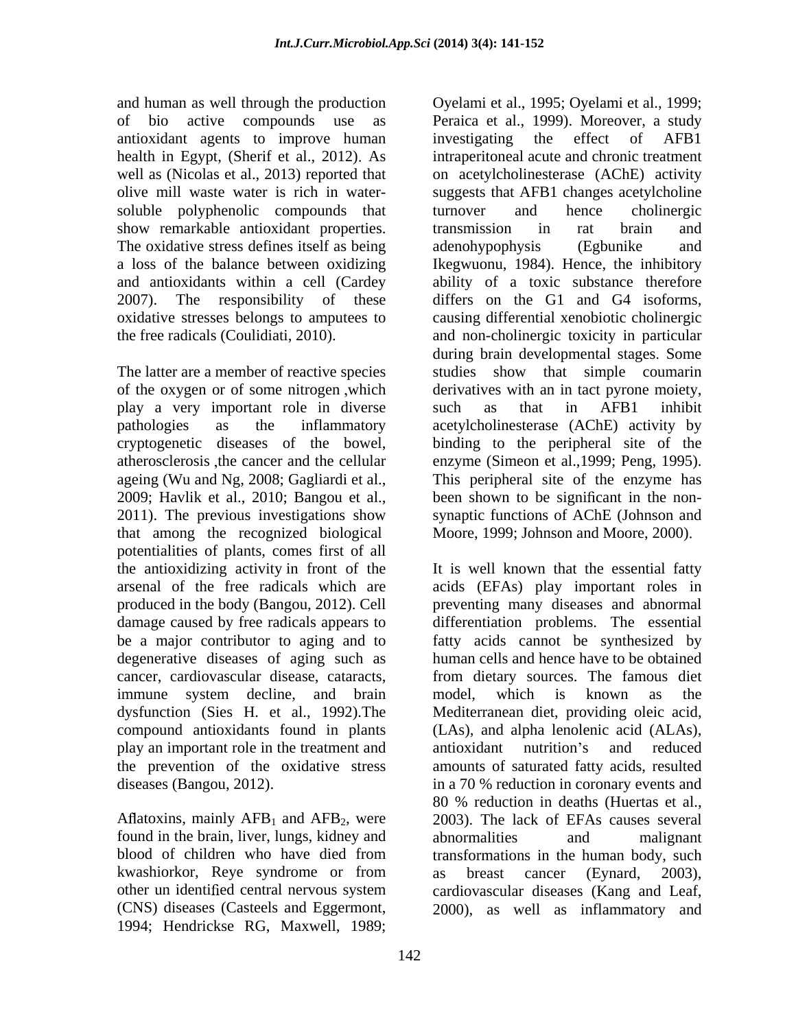and human as well through the production of bio active compounds use as antioxidant agents to improve human health in Egypt, (Sherif et al., 2012). As well as (Nicolas et al., 2013) reported that olive mill waste water is rich in water-soluble polyphenolic compounds that show remarkable antioxidant properties. The oxidative stress defines itself as being a loss of the balance between oxidizing and antioxidants within a cell (Cardey 2007). The responsibility of these oxidative stresses belongs to amputees to the free radicals (Coulidiati, 2010).

The latter are a member of reactive species of the oxygen or of some nitrogen ,which play a very important role in diverse pathologies as the inflammatory cryptogenetic diseases of the bowel, atherosclerosis ,the cancer and the cellular ageing (Wu and Ng, 2008; Gagliardi et al., 2009; Havlik et al., 2010; Bangou et al., 2011). The previous investigations show that among the recognized biological potentialities of plants, comes first of all the antioxidizing activity in front of the arsenal of the free radicals which are produced in the body (Bangou, 2012). Cell damage caused by free radicals appears to be a major contributor to aging and to degenerative diseases of aging such as cancer, cardiovascular disease, cataracts, immune system decline, and brain dysfunction (Sies H. et al., 1992).The compound antioxidants found in plants play an important role in the treatment and the prevention of the oxidative stress diseases (Bangou, 2012).

Aflatoxins, mainly $AFB_1$ and $AFB_2$, were found in the brain, liver, lungs, kidney and blood of children who have died from kwashiorkor, Reye syndrome or from other un identified central nervous system (CNS) diseases (Casteels and Eggermont, 1994; Hendrickse RG, Maxwell, 1989; Oyelami et al., 1995; Oyelami et al., 1999; Peraica et al., 1999). Moreover, a study investigating the effect of AFB1 intraperitoneal acute and chronic treatment on acetylcholinesterase (AChE) activity suggests that AFB1 changes acetylcholine turnover and hence cholinergic transmission in rat brain and adenohypophysis (Egbunike and Ikegwuonu, 1984). Hence, the inhibitory ability of a toxic substance therefore differs on the G1 and G4 isoforms, causing differential xenobiotic cholinergic and non-cholinergic toxicity in particular during brain developmental stages. Some studies show that simple coumarin derivatives with an in tact pyrone moiety, such as that in AFB1 inhibit acetylcholinesterase (AChE) activity by binding to the peripheral site of the enzyme (Simeon et al.,1999; Peng, 1995). This peripheral site of the enzyme has been shown to be significant in the non-synaptic functions of AChE (Johnson and Moore, 1999; Johnson and Moore, 2000).

It is well known that the essential fatty acids (EFAs) play important roles in preventing many diseases and abnormal differentiation problems. The essential fatty acids cannot be synthesized by human cells and hence have to be obtained from dietary sources. The famous diet model, which is known as the Mediterranean diet, providing oleic acid, (LAs), and alpha lenolenic acid (ALAs), antioxidant nutrition's and reduced amounts of saturated fatty acids, resulted in a 70 % reduction in coronary events and 80 % reduction in deaths (Huertas et al., 2003). The lack of EFAs causes several abnormalities and malignant transformations in the human body, such as breast cancer (Eynard, 2003), cardiovascular diseases (Kang and Leaf, 2000), as well as inflammatory and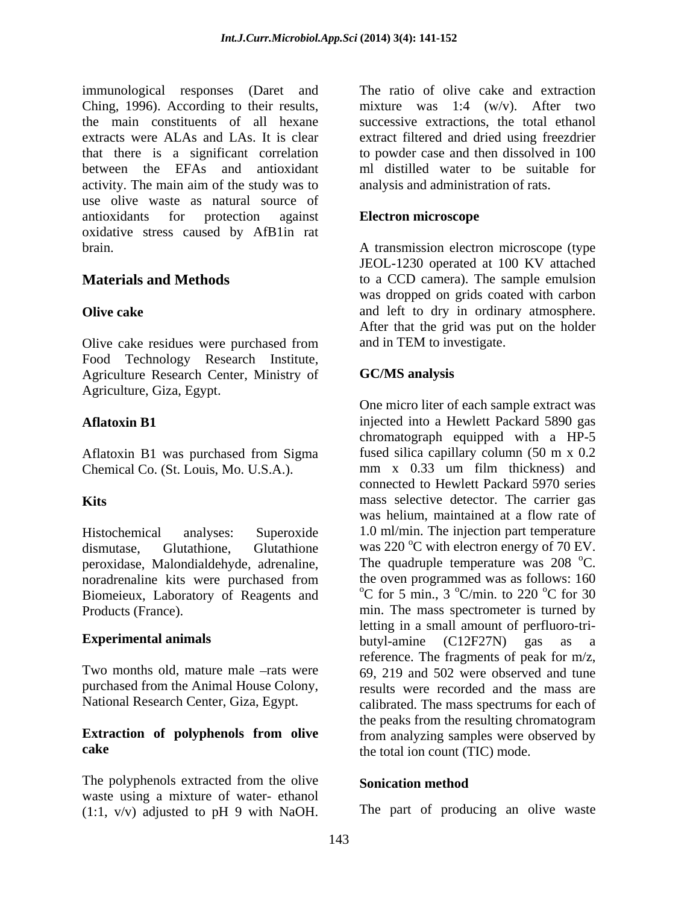immunological responses (Daret and Ching, 1996). According to their results, the main constituents of all hexane extracts were ALAs and LAs. It is clear that there is a significant correlation between the EFAs and antioxidant activity. The main aim of the study was to use olive waste as natural source of antioxidants for protection against oxidative stress caused by AfB1in rat brain.

## Materials and Methods

### Olive cake

Olive cake residues were purchased from Food Technology Research Institute, Agriculture Research Center, Ministry of Agriculture, Giza, Egypt.

### Aflatoxin B1

Aflatoxin B1 was purchased from Sigma Chemical Co. (St. Louis, Mo. U.S.A.).

### Kits

Histochemical analyses: Superoxide dismutase, Glutathione, Glutathione peroxidase, Malondialdehyde, adrenaline, noradrenaline kits were purchased from Biomeieux, Laboratory of Reagents and Products (France).

### Experimental animals

Two months old, mature male –rats were purchased from the Animal House Colony, National Research Center, Giza, Egypt.

### Extraction of polyphenols from olive cake

The polyphenols extracted from the olive waste using a mixture of water- ethanol (1:1, v/v) adjusted to pH 9 with NaOH. The ratio of olive cake and extraction mixture was 1:4 (w/v). After two successive extractions, the total ethanol extract filtered and dried using freezdrier to powder case and then dissolved in 100 ml distilled water to be suitable for analysis and administration of rats.

### Electron microscope

A transmission electron microscope (type JEOL-1230 operated at 100 KV attached to a CCD camera). The sample emulsion was dropped on grids coated with carbon and left to dry in ordinary atmosphere. After that the grid was put on the holder and in TEM to investigate.

### GC/MS analysis

One micro liter of each sample extract was injected into a Hewlett Packard 5890 gas chromatograph equipped with a HP-5 fused silica capillary column (50 m x 0.2 mm x 0.33 um film thickness) and connected to Hewlett Packard 5970 series mass selective detector. The carrier gas was helium, maintained at a flow rate of 1.0 ml/min. The injection part temperature was 220 $^{o}$C with electron energy of 70 EV. The quadruple temperature was 208 $^{o}$C. the oven programmed was as follows: 160 $^{o}$C for 5 min., 3 $^{o}$C/min. to 220 $^{o}$C for 30 min. The mass spectrometer is turned by letting in a small amount of perfluoro-tri-butyl-amine ($C_{12}F_{27}N$) gas as a reference. The fragments of peak for m/z, 69, 219 and 502 were observed and tune results were recorded and the mass are calibrated. The mass spectrums for each of the peaks from the resulting chromatogram from analyzing samples were observed by the total ion count (TIC) mode.

### Sonication method

The part of producing an olive waste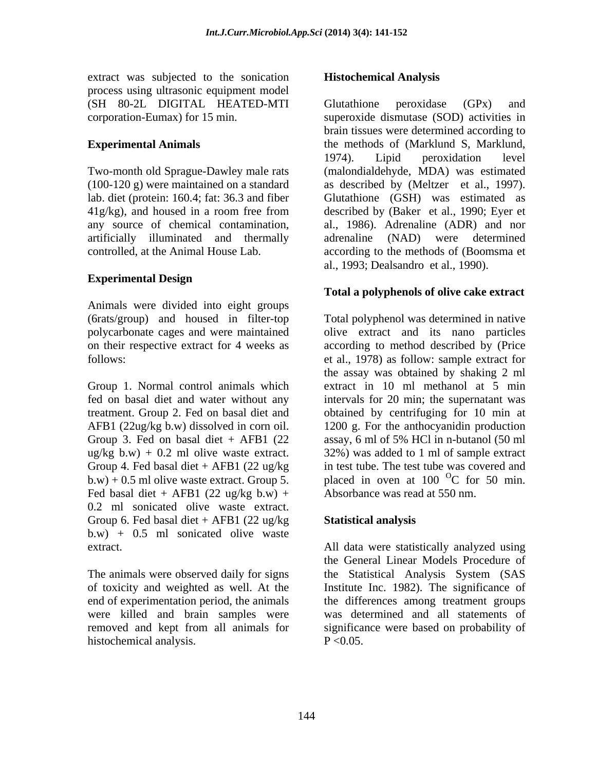extract was subjected to the sonication process using ultrasonic equipment model (SH 80-2L DIGITAL HEATED-MTI corporation-Eumax) for 15 min.

**Experimental Animals**

Two-month old Sprague-Dawley male rats (100-120 g) were maintained on a standard lab. diet (protein: 160.4; fat: 36.3 and fiber 41g/kg), and housed in a room free from any source of chemical contamination, artificially illuminated and thermally controlled, at the Animal House Lab.

**Experimental Design**

Animals were divided into eight groups (6rats/group) and housed in filter-top polycarbonate cages and were maintained on their respective extract for 4 weeks as follows:

Group 1. Normal control animals which fed on basal diet and water without any treatment. Group 2. Fed on basal diet and AFB1 (22ug/kg b.w) dissolved in corn oil. Group 3. Fed on basal diet + AFB1 (22 ug/kg b.w) + 0.2 ml olive waste extract. Group 4. Fed basal diet + AFB1 (22 ug/kg b.w) + 0.5 ml olive waste extract. Group 5. Fed basal diet + AFB1 (22 ug/kg b.w) + 0.2 ml sonicated olive waste extract. Group 6. Fed basal diet + AFB1 (22 ug/kg b.w) + 0.5 ml sonicated olive waste extract.

The animals were observed daily for signs of toxicity and weighted as well. At the end of experimentation period, the animals were killed and brain samples were removed and kept from all animals for histochemical analysis.

**Histochemical Analysis**

Glutathione peroxidase (GPx) and superoxide dismutase (SOD) activities in brain tissues were determined according to the methods of (Marklund S, Marklund, 1974). Lipid peroxidation level (malondialdehyde, MDA) was estimated as described by (Meltzer et al., 1997). Glutathione (GSH) was estimated as described by (Baker et al., 1990; Eyer et al., 1986). Adrenaline (ADR) and nor adrenaline (NAD) were determined according to the methods of (Boomsma et al., 1993; Dealsandro et al., 1990).

**Total a polyphenols of olive cake extract**

Total polyphenol was determined in native olive extract and its nano particles according to method described by (Price et al., 1978) as follow: sample extract for the assay was obtained by shaking 2 ml extract in 10 ml methanol at 5 min intervals for 20 min; the supernatant was obtained by centrifuging for 10 min at 1200 g. For the anthocyanidin production assay, 6 ml of 5% HCl in n-butanol (50 ml 32%) was added to 1 ml of sample extract in test tube. The test tube was covered and placed in oven at 100 $^{O}$C for 50 min. Absorbance was read at 550 nm.

**Statistical analysis**

All data were statistically analyzed using the General Linear Models Procedure of the Statistical Analysis System (SAS Institute Inc. 1982). The significance of the differences among treatment groups was determined and all statements of significance were based on probability of $P < 0.05$.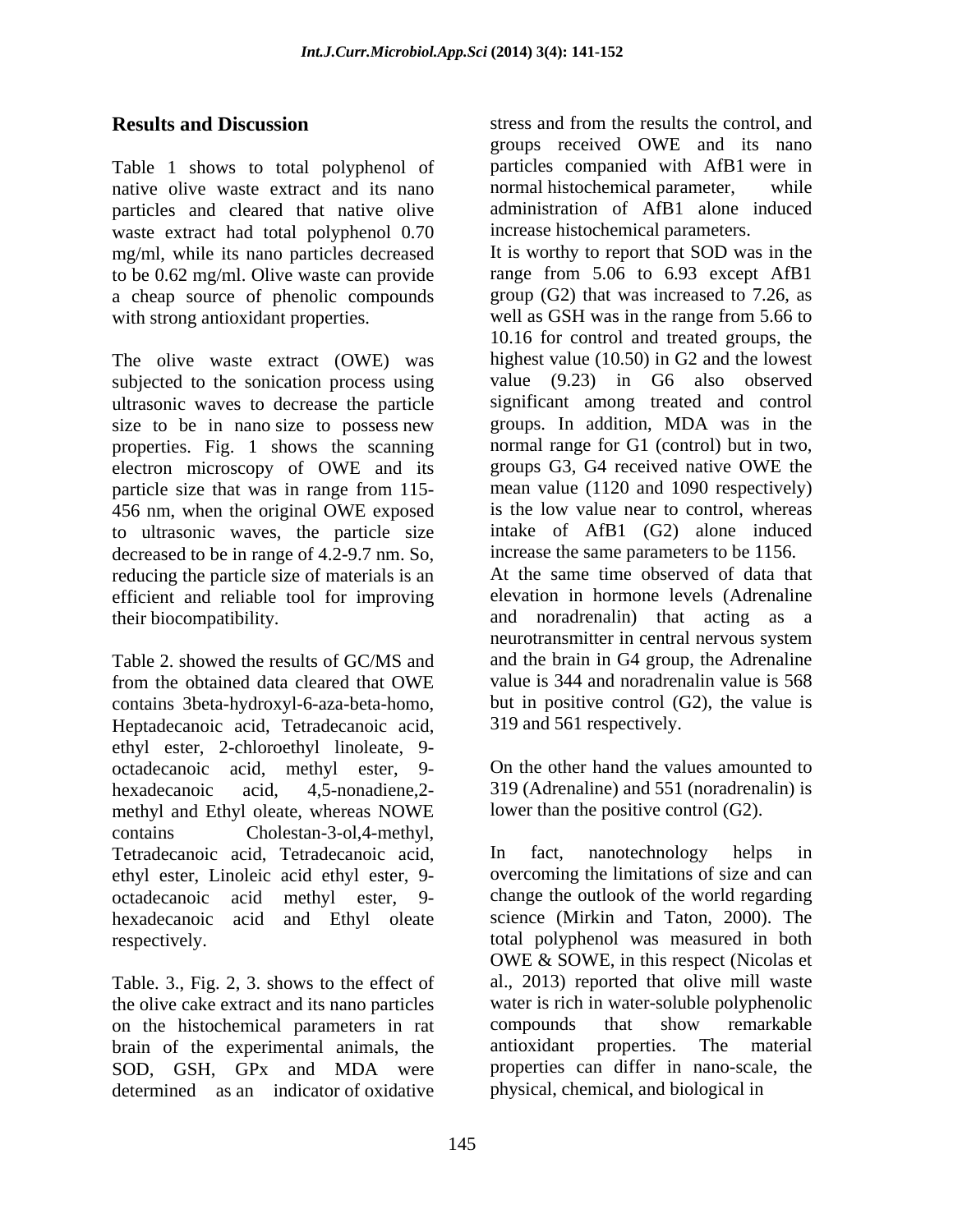## Results and Discussion

Table 1 shows to total polyphenol of native olive waste extract and its nano particles and cleared that native olive waste extract had total polyphenol 0.70 mg/ml, while its nano particles decreased to be 0.62 mg/ml. Olive waste can provide a cheap source of phenolic compounds with strong antioxidant properties.

The olive waste extract (OWE) was subjected to the sonication process using ultrasonic waves to decrease the particle size to be in nano size to possess new properties. Fig. 1 shows the scanning electron microscopy of OWE and its particle size that was in range from 115-456 nm, when the original OWE exposed to ultrasonic waves, the particle size decreased to be in range of 4.2-9.7 nm. So, reducing the particle size of materials is an efficient and reliable tool for improving their biocompatibility.

Table 2. showed the results of GC/MS and from the obtained data cleared that OWE contains 3beta-hydroxyl-6-aza-beta-homo, Heptadecanoic acid, Tetradecanoic acid, ethyl ester, 2-chloroethyl linoleate, 9-octadecanoic acid, methyl ester, 9-hexadecanoic acid, 4,5-nonadiene,2-methyl and Ethyl oleate, whereas NOWE contains Cholestan-3-ol,4-methyl, Tetradecanoic acid, Tetradecanoic acid, ethyl ester, Linoleic acid ethyl ester, 9-octadecanoic acid methyl ester, 9-hexadecanoic acid and Ethyl oleate respectively.

Table. 3., Fig. 2, 3. shows to the effect of the olive cake extract and its nano particles on the histochemical parameters in rat brain of the experimental animals, the SOD, GSH, GPx and MDA were determined as an indicator of oxidative stress and from the results the control, and groups received OWE and its nano particles companied with AfB1 were in normal histochemical parameter, while administration of AfB1 alone induced increase histochemical parameters.

It is worthy to report that SOD was in the range from 5.06 to 6.93 except AfB1 group (G2) that was increased to 7.26, as well as GSH was in the range from 5.66 to 10.16 for control and treated groups, the highest value (10.50) in G2 and the lowest value (9.23) in G6 also observed significant among treated and control groups. In addition, MDA was in the normal range for G1 (control) but in two, groups G3, G4 received native OWE the mean value (1120 and 1090 respectively) is the low value near to control, whereas intake of AfB1 (G2) alone induced increase the same parameters to be 1156.

At the same time observed of data that elevation in hormone levels (Adrenaline and noradrenalin) that acting as a neurotransmitter in central nervous system and the brain in G4 group, the Adrenaline value is 344 and noradrenalin value is 568 but in positive control (G2), the value is 319 and 561 respectively.

On the other hand the values amounted to 319 (Adrenaline) and 551 (noradrenalin) is lower than the positive control (G2).

In fact, nanotechnology helps in overcoming the limitations of size and can change the outlook of the world regarding science (Mirkin and Taton, 2000). The total polyphenol was measured in both OWE & SOWE, in this respect (Nicolas et al., 2013) reported that olive mill waste water is rich in water-soluble polyphenolic compounds that show remarkable antioxidant properties. The material properties can differ in nano-scale, the physical, chemical, and biological in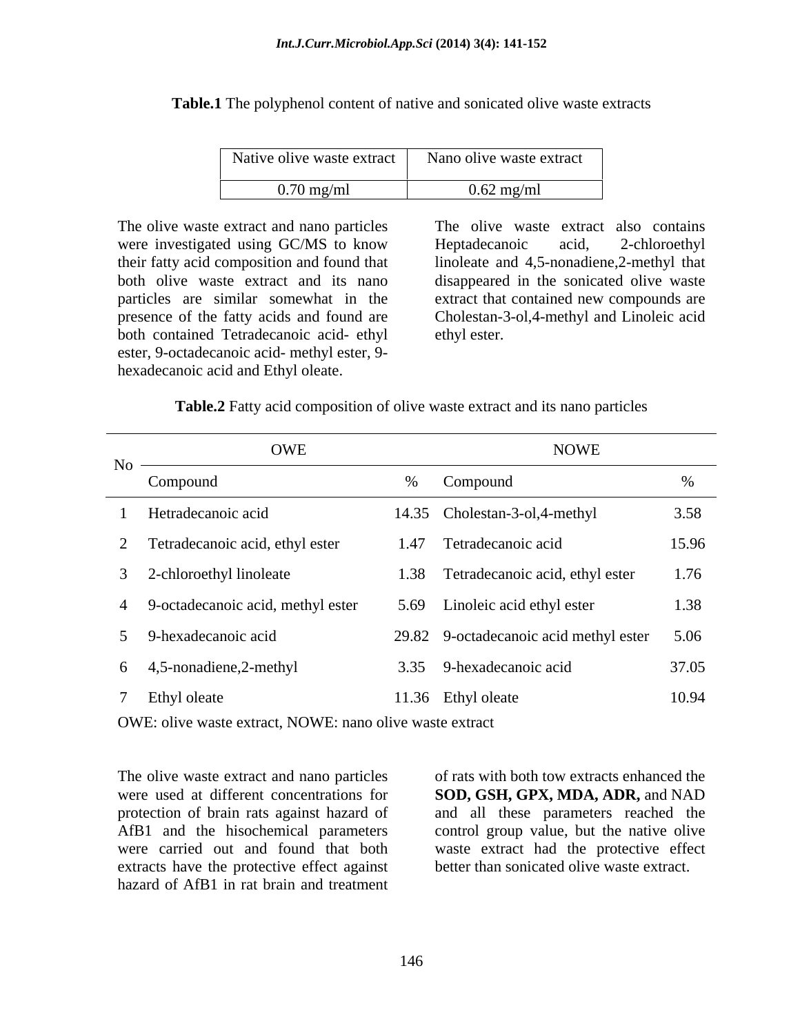**Table.1** The polyphenol content of native and sonicated olive waste extracts

| Native olive waste extract | Nano olive waste extract |
|---|---|
| 0.70 mg/ml | 0.62 mg/ml |

The olive waste extract and nano particles were investigated using GC/MS to know their fatty acid composition and found that both olive waste extract and its nano particles are similar somewhat in the presence of the fatty acids and found are both contained Tetradecanoic acid- ethyl ester, 9-octadecanoic acid- methyl ester, 9-hexadecanoic acid and Ethyl oleate.

The olive waste extract also contains Heptadecanoic acid, 2-chloroethyl linoleate and 4,5-nonadiene,2-methyl that disappeared in the sonicated olive waste extract that contained new compounds are Cholestan-3-ol,4-methyl and Linoleic acid ethyl ester.

**Table.2** Fatty acid composition of olive waste extract and its nano particles

| No | OWE | | NOWE | |
|---|---|---|---|---|
| | Compound | % | Compound | % |
| 1 | Hetradecanoic acid | 14.35 | Cholestan-3-ol,4-methyl | 3.58 |
| 2 | Tetradecanoic acid, ethyl ester | 1.47 | Tetradecanoic acid | 15.96 |
| 3 | 2-chloroethyl linoleate | 1.38 | Tetradecanoic acid, ethyl ester | 1.76 |
| 4 | 9-octadecanoic acid, methyl ester | 5.69 | Linoleic acid ethyl ester | 1.38 |
| 5 | 9-hexadecanoic acid | 29.82 | 9-octadecanoic acid methyl ester | 5.06 |
| 6 | 4,5-nonadiene,2-methyl | 3.35 | 9-hexadecanoic acid | 37.05 |
| 7 | Ethyl oleate | 11.36 | Ethyl oleate | 10.94 |

OWE: olive waste extract, NOWE: nano olive waste extract

The olive waste extract and nano particles were used at different concentrations for protection of brain rats against hazard of AfB1 and the hisochemical parameters were carried out and found that both extracts have the protective effect against hazard of AfB1 in rat brain and treatment of rats with both tow extracts enhanced the **SOD, GSH, GPX, MDA, ADR,** and NAD and all these parameters reached the control group value, but the native olive waste extract had the protective effect better than sonicated olive waste extract.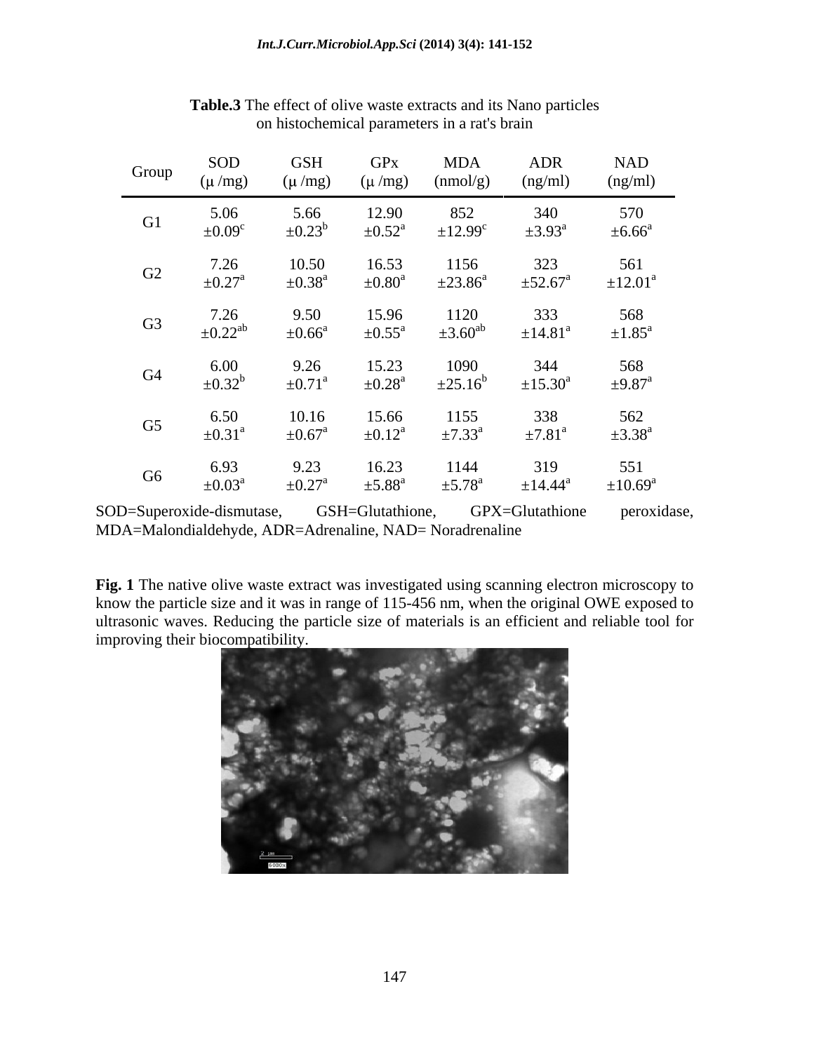**Table.3** The effect of olive waste extracts and its Nano particles on histochemical parameters in a rat's brain

| Group | SOD (μ /mg) | GSH (μ /mg) | GPx (μ /mg) | MDA (nmol/g) | ADR (ng/ml) | NAD (ng/ml) |
|---|---|---|---|---|---|---|
| G1 | 5.06 $\pm 0.09^{c}$ | 5.66 $\pm 0.23^{b}$ | 12.90 $\pm 0.52^{a}$ | 852 $\pm 12.99^{c}$ | 340 $\pm 3.93^{a}$ | 570 $\pm 6.66^{a}$ |
| G2 | 7.26 $\pm 0.27^{a}$ | 10.50 $\pm 0.38^{a}$ | 16.53 $\pm 0.80^{a}$ | 1156 $\pm 23.86^{a}$ | 323 $\pm 52.67^{a}$ | 561 $\pm 12.01^{a}$ |
| G3 | 7.26 $\pm 0.22^{ab}$ | 9.50 $\pm 0.66^{a}$ | 15.96 $\pm 0.55^{a}$ | 1120 $\pm 3.60^{ab}$ | 333 $\pm 14.81^{a}$ | 568 $\pm 1.85^{a}$ |
| G4 | 6.00 $\pm 0.32^{b}$ | 9.26 $\pm 0.71^{a}$ | 15.23 $\pm 0.28^{a}$ | 1090 $\pm 25.16^{b}$ | 344 $\pm 15.30^{a}$ | 568 $\pm 9.87^{a}$ |
| G5 | 6.50 $\pm 0.31^{a}$ | 10.16 $\pm 0.67^{a}$ | 15.66 $\pm 0.12^{a}$ | 1155 $\pm 7.33^{a}$ | 338 $\pm 7.81^{a}$ | 562 $\pm 3.38^{a}$ |
| G6 | 6.93 $\pm 0.03^{a}$ | 9.23 $\pm 0.27^{a}$ | 16.23 $\pm 5.88^{a}$ | 1144 $\pm 5.78^{a}$ | 319 $\pm 14.44^{a}$ | 551 $\pm 10.69^{a}$ |

SOD=Superoxide-dismutase, GSH=Glutathione, GPX=Glutathione peroxidase, MDA=Malondialdehyde, ADR=Adrenaline, NAD= Noradrenaline

**Fig. 1** The native olive waste extract was investigated using scanning electron microscopy to know the particle size and it was in range of 115-456 nm, when the original OWE exposed to ultrasonic waves. Reducing the particle size of materials is an efficient and reliable tool for improving their biocompatibility.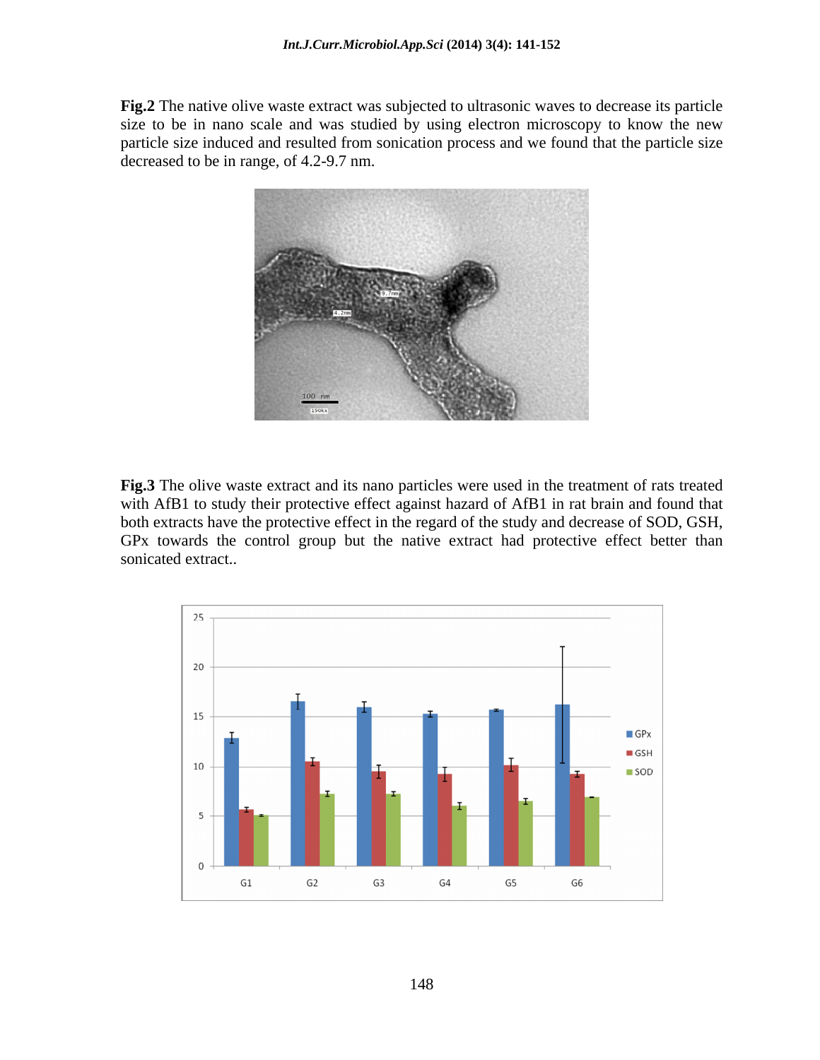**Fig.2** The native olive waste extract was subjected to ultrasonic waves to decrease its particle size to be in nano scale and was studied by using electron microscopy to know the new particle size induced and resulted from sonication process and we found that the particle size decreased to be in range, of 4.2-9.7 nm.

**Fig.3** The olive waste extract and its nano particles were used in the treatment of rats treated with AfB1 to study their protective effect against hazard of AfB1 in rat brain and found that both extracts have the protective effect in the regard of the study and decrease of SOD, GSH, GPx towards the control group but the native extract had protective effect better than sonicated extract..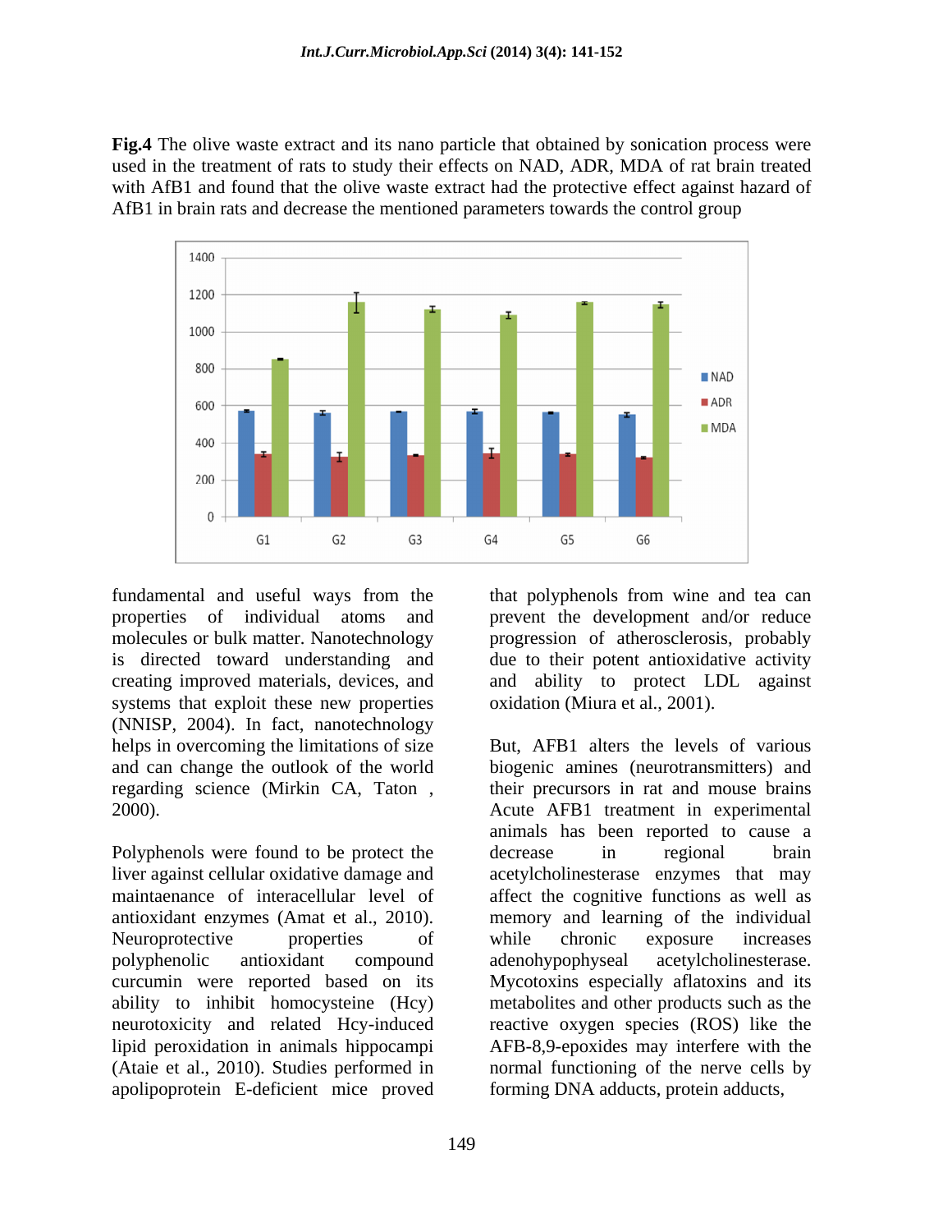**Fig.4** The olive waste extract and its nano particle that obtained by sonication process were used in the treatment of rats to study their effects on NAD, ADR, MDA of rat brain treated with AfB1 and found that the olive waste extract had the protective effect against hazard of AfB1 in brain rats and decrease the mentioned parameters towards the control group

fundamental and useful ways from the properties of individual atoms and molecules or bulk matter. Nanotechnology is directed toward understanding and creating improved materials, devices, and systems that exploit these new properties (NNISP, 2004). In fact, nanotechnology helps in overcoming the limitations of size and can change the outlook of the world regarding science (Mirkin CA, Taton , 2000).

Polyphenols were found to be protect the liver against cellular oxidative damage and maintaenance of interacellular level of antioxidant enzymes (Amat et al., 2010). Neuroprotective properties of polyphenolic antioxidant compound curcumin were reported based on its ability to inhibit homocysteine (Hcy) neurotoxicity and related Hcy-induced lipid peroxidation in animals hippocampi (Ataie et al., 2010). Studies performed in apolipoprotein E-deficient mice proved that polyphenols from wine and tea can prevent the development and/or reduce progression of atherosclerosis, probably due to their potent antioxidative activity and ability to protect LDL against oxidation (Miura et al., 2001).

But, AFB1 alters the levels of various biogenic amines (neurotransmitters) and their precursors in rat and mouse brains Acute AFB1 treatment in experimental animals has been reported to cause a decrease in regional brain acetylcholinesterase enzymes that may affect the cognitive functions as well as memory and learning of the individual while chronic exposure increases adenohypophyseal acetylcholinesterase. Mycotoxins especially aflatoxins and its metabolites and other products such as the reactive oxygen species (ROS) like the AFB-8,9-epoxides may interfere with the normal functioning of the nerve cells by forming DNA adducts, protein adducts,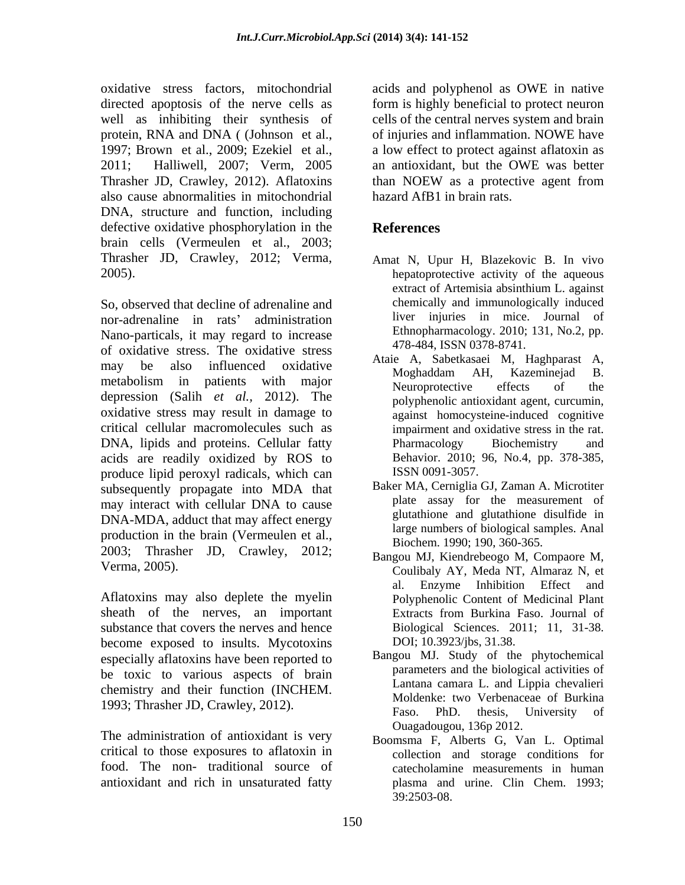oxidative stress factors, mitochondrial directed apoptosis of the nerve cells as well as inhibiting their synthesis of protein, RNA and DNA ( (Johnson et al., 1997; Brown et al., 2009; Ezekiel et al., 2011; Halliwell, 2007; Verm, 2005 Thrasher JD, Crawley, 2012). Aflatoxins also cause abnormalities in mitochondrial DNA, structure and function, including defective oxidative phosphorylation in the brain cells (Vermeulen et al., 2003; Thrasher JD, Crawley, 2012; Verma, 2005).

So, observed that decline of adrenaline and nor-adrenaline in rats' administration Nano-particals, it may regard to increase of oxidative stress. The oxidative stress may be also influenced oxidative metabolism in patients with major depression (Salih *et al.*, 2012). The oxidative stress may result in damage to critical cellular macromolecules such as DNA, lipids and proteins. Cellular fatty acids are readily oxidized by ROS to produce lipid peroxyl radicals, which can subsequently propagate into MDA that may interact with cellular DNA to cause DNA-MDA, adduct that may affect energy production in the brain (Vermeulen et al., 2003; Thrasher JD, Crawley, 2012; Verma, 2005).

Aflatoxins may also deplete the myelin sheath of the nerves, an important substance that covers the nerves and hence become exposed to insults. Mycotoxins especially aflatoxins have been reported to be toxic to various aspects of brain chemistry and their function (INCHEM. 1993; Thrasher JD, Crawley, 2012).

The administration of antioxidant is very critical to those exposures to aflatoxin in food. The non- traditional source of antioxidant and rich in unsaturated fatty acids and polyphenol as OWE in native form is highly beneficial to protect neuron cells of the central nerves system and brain of injuries and inflammation. NOWE have a low effect to protect against aflatoxin as an antioxidant, but the OWE was better than NOEW as a protective agent from hazard AfB1 in brain rats.

## References

Amat N, Upur H, Blazekovic B. In vivo hepatoprotective activity of the aqueous extract of Artemisia absinthium L. against chemically and immunologically induced liver injuries in mice. Journal of Ethnopharmacology. 2010; 131, No.2, pp. 478-484, ISSN 0378-8741.

Ataie A, Sabetkasaei M, Haghparast A, Moghaddam AH, Kazeminejad B. Neuroprotective effects of the polyphenolic antioxidant agent, curcumin, against homocysteine-induced cognitive impairment and oxidative stress in the rat. Pharmacology Biochemistry and Behavior. 2010; 96, No.4, pp. 378-385, ISSN 0091-3057.

Baker MA, Cerniglia GJ, Zaman A. Microtiter plate assay for the measurement of glutathione and glutathione disulfide in large numbers of biological samples. Anal Biochem. 1990; 190, 360-365.

Bangou MJ, Kiendrebeogo M, Compaore M, Coulibaly AY, Meda NT, Almaraz N, et al. Enzyme Inhibition Effect and Polyphenolic Content of Medicinal Plant Extracts from Burkina Faso. Journal of Biological Sciences. 2011; 11, 31-38. DOI; 10.3923/jbs, 31.38.

Bangou MJ. Study of the phytochemical parameters and the biological activities of Lantana camara L. and Lippia chevalieri Moldenke: two Verbenaceae of Burkina Faso. PhD. thesis, University of Ouagadougou, 136p 2012.

Boomsma F, Alberts G, Van L. Optimal collection and storage conditions for catecholamine measurements in human plasma and urine. Clin Chem. 1993; 39:2503-08.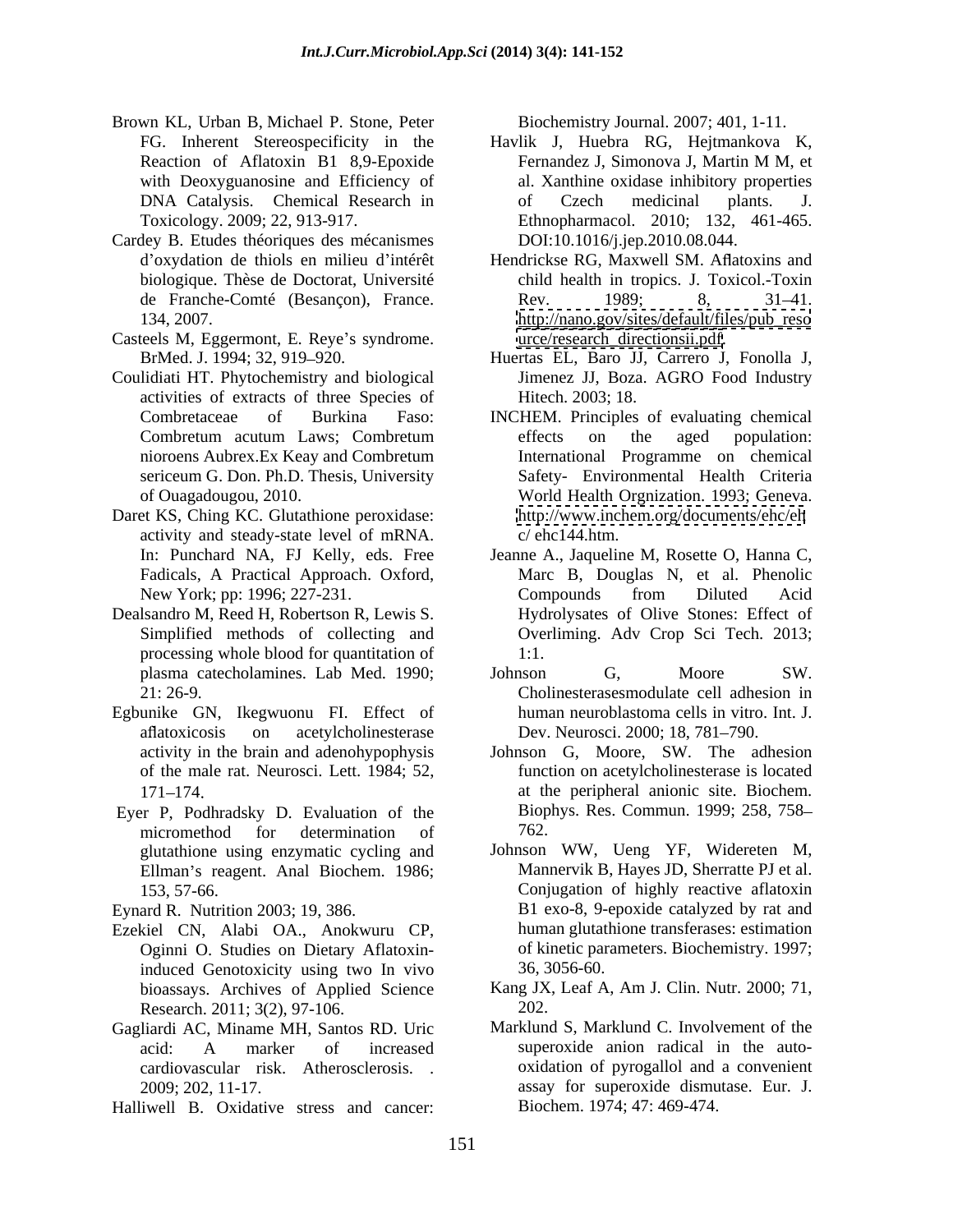Brown KL, Urban B, Michael P. Stone, Peter FG. Inherent Stereospecificity in the Reaction of Aflatoxin B1 8,9-Epoxide with Deoxyguanosine and Efficiency of DNA Catalysis. Chemical Research in Toxicology. 2009; 22, 913-917.

Cardey B. Etudes théoriques des mécanismes d'oxydation de thiols en milieu d'intérêt biologique. Thèse de Doctorat, Université de Franche-Comté (Besançon), France. 134, 2007.

Casteels M, Eggermont, E. Reye's syndrome. BrMed. J. 1994; 32, 919–920.

Coulidiati HT. Phytochemistry and biological activities of extracts of three Species of Combretaceae of Burkina Faso: Combretum acutum Laws; Combretum nioroens Aubrex.Ex Keay and Combretum sericeum G. Don. Ph.D. Thesis, University of Ouagadougou, 2010.

Daret KS, Ching KC. Glutathione peroxidase: activity and steady-state level of mRNA. In: Punchard NA, FJ Kelly, eds. Free Fadicals, A Practical Approach. Oxford, New York; pp: 1996; 227-231.

Dealsandro M, Reed H, Robertson R, Lewis S. Simplified methods of collecting and processing whole blood for quantitation of plasma catecholamines. Lab Med. 1990; 21: 26-9.

Egbunike GN, Ikegwuonu FI. Effect of aflatoxicosis on acetylcholinesterase activity in the brain and adenohypophysis of the male rat. Neurosci. Lett. 1984; 52, 171–174.

Eyer P, Podhradsky D. Evaluation of the micromethod for determination of glutathione using enzymatic cycling and Ellman's reagent. Anal Biochem. 1986; 153, 57-66.

Eynard R. Nutrition 2003; 19, 386.

Ezekiel CN, Alabi OA., Anokwuru CP, Oginni O. Studies on Dietary Aflatoxin-induced Genotoxicity using two In vivo bioassays. Archives of Applied Science Research. 2011; 3(2), 97-106.

Gagliardi AC, Miname MH, Santos RD. Uric acid: A marker of increased cardiovascular risk. Atherosclerosis. . 2009; 202, 11-17.

Halliwell B. Oxidative stress and cancer: Biochemistry Journal. 2007; 401, 1-11.

Havlik J, Huebra RG, Hejtmankova K, Fernandez J, Simonova J, Martin M M, et al. Xanthine oxidase inhibitory properties of Czech medicinal plants. J. Ethnopharmacol. 2010; 132, 461-465. DOI:10.1016/j.jep.2010.08.044.

Hendrickse RG, Maxwell SM. Aflatoxins and child health in tropics. J. Toxicol.-Toxin Rev. 1989; 8, 31–41. http://nano.gov/sites/default/files/pub_resource/research_directionsii.pdf.

Huertas EL, Baro JJ, Carrero J, Fonolla J, Jimenez JJ, Boza. AGRO Food Industry Hitech. 2003; 18.

INCHEM. Principles of evaluating chemical effects on the aged population: International Programme on chemical Safety- Environmental Health Criteria World Health Orgnization. 1993; Geneva. http://www.inchem.org/documents/ehc/ehc/ ehc144.htm.

Jeanne A., Jaqueline M, Rosette O, Hanna C, Marc B, Douglas N, et al. Phenolic Compounds from Diluted Acid Hydrolysates of Olive Stones: Effect of Overliming. Adv Crop Sci Tech. 2013; 1:1.

Johnson G, Moore SW. Cholinesterasesmodulate cell adhesion in human neuroblastoma cells in vitro. Int. J. Dev. Neurosci. 2000; 18, 781–790.

Johnson G, Moore, SW. The adhesion function on acetylcholinesterase is located at the peripheral anionic site. Biochem. Biophys. Res. Commun. 1999; 258, 758–762.

Johnson WW, Ueng YF, Widereten M, Mannervik B, Hayes JD, Sherratte PJ et al. Conjugation of highly reactive aflatoxin B1 exo-8, 9-epoxide catalyzed by rat and human glutathione transferases: estimation of kinetic parameters. Biochemistry. 1997; 36, 3056-60.

Kang JX, Leaf A, Am J. Clin. Nutr. 2000; 71, 202.

Marklund S, Marklund C. Involvement of the superoxide anion radical in the auto-oxidation of pyrogallol and a convenient assay for superoxide dismutase. Eur. J. Biochem. 1974; 47: 469-474.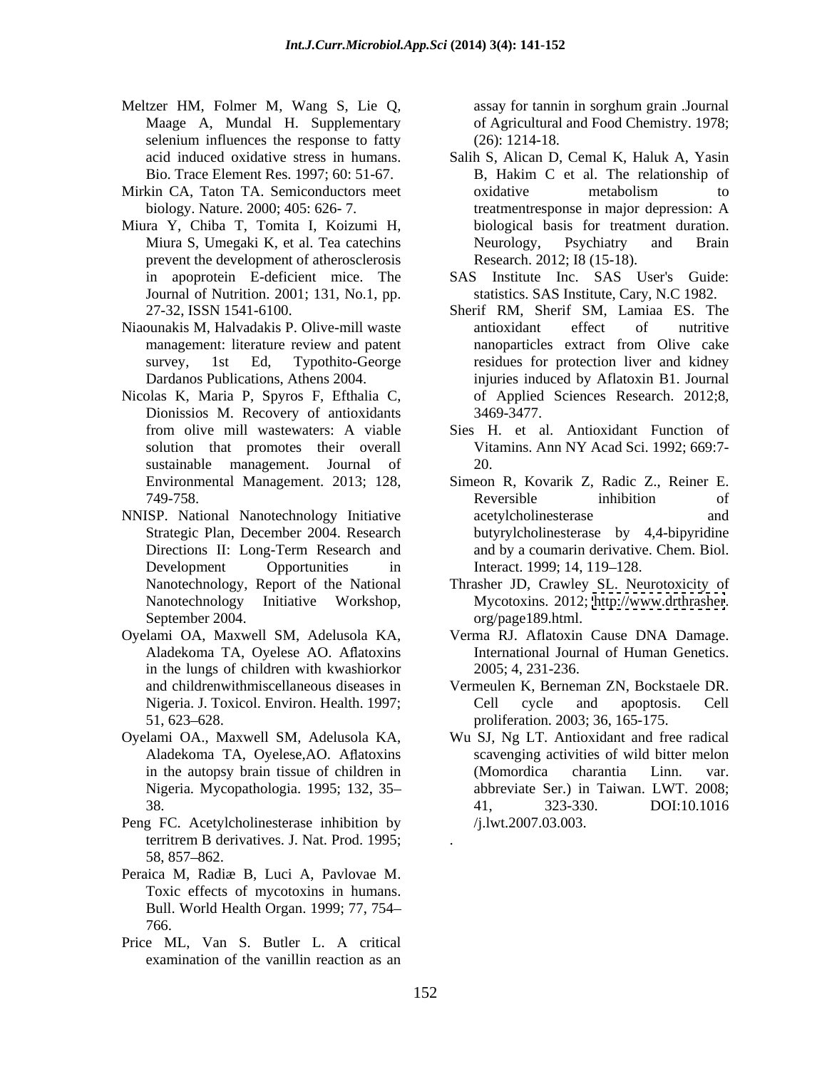Meltzer HM, Folmer M, Wang S, Lie Q, Maage A, Mundal H. Supplementary selenium influences the response to fatty acid induced oxidative stress in humans. Bio. Trace Element Res. 1997; 60: 51-67.

Mirkin CA, Taton TA. Semiconductors meet biology. Nature. 2000; 405: 626- 7.

Miura Y, Chiba T, Tomita I, Koizumi H, Miura S, Umegaki K, et al. Tea catechins prevent the development of atherosclerosis in apoprotein E-deficient mice. The Journal of Nutrition. 2001; 131, No.1, pp. 27-32, ISSN 1541-6100.

Niaounakis M, Halvadakis P. Olive-mill waste management: literature review and patent survey, 1st Ed, Typothito-George Dardanos Publications, Athens 2004.

Nicolas K, Maria P, Spyros F, Efthalia C, Dionissios M. Recovery of antioxidants from olive mill wastewaters: A viable solution that promotes their overall sustainable management. Journal of Environmental Management. 2013; 128, 749-758.

NNISP. National Nanotechnology Initiative Strategic Plan, December 2004. Research Directions II: Long-Term Research and Development Opportunities in Nanotechnology, Report of the National Nanotechnology Initiative Workshop, September 2004.

Oyelami OA, Maxwell SM, Adelusola KA, Aladekoma TA, Oyelese AO. Aflatoxins in the lungs of children with kwashiorkor and childrenwithmiscellaneous diseases in Nigeria. J. Toxicol. Environ. Health. 1997; 51, 623–628.

Oyelami OA., Maxwell SM, Adelusola KA, Aladekoma TA, Oyelese,AO. Aflatoxins in the autopsy brain tissue of children in Nigeria. Mycopathologia. 1995; 132, 35–38.

Peng FC. Acetylcholinesterase inhibition by territrem B derivatives. J. Nat. Prod. 1995; 58, 857–862.

Peraica M, Radiæ B, Luci A, Pavlovae M. Toxic effects of mycotoxins in humans. Bull. World Health Organ. 1999; 77, 754–766.

Price ML, Van S. Butler L. A critical examination of the vanillin reaction as an assay for tannin in sorghum grain .Journal of Agricultural and Food Chemistry. 1978; (26): 1214-18.

Salih S, Alican D, Cemal K, Haluk A, Yasin B, Hakim C et al. The relationship of oxidative metabolism to treatmentresponse in major depression: A biological basis for treatment duration. Neurology, Psychiatry and Brain Research. 2012; I8 (15-18).

SAS Institute Inc. SAS User's Guide: statistics. SAS Institute, Cary, N.C 1982.

Sherif RM, Sherif SM, Lamiaa ES. The antioxidant effect of nutritive nanoparticles extract from Olive cake residues for protection liver and kidney injuries induced by Aflatoxin B1. Journal of Applied Sciences Research. 2012;8, 3469-3477.

Sies H. et al. Antioxidant Function of Vitamins. Ann NY Acad Sci. 1992; 669:7-20.

Simeon R, Kovarik Z, Radic Z., Reiner E. Reversible inhibition of acetylcholinesterase and butyrylcholinesterase by 4,4-bipyridine and by a coumarin derivative. Chem. Biol. Interact. 1999; 14, 119–128.

Thrasher JD, Crawley SL. Neurotoxicity of Mycotoxins. 2012; http://www.drthrasher.org/page189.html.

Verma RJ. Aflatoxin Cause DNA Damage. International Journal of Human Genetics. 2005; 4, 231-236.

Vermeulen K, Berneman ZN, Bockstaele DR. Cell cycle and apoptosis. Cell proliferation. 2003; 36, 165-175.

Wu SJ, Ng LT. Antioxidant and free radical scavenging activities of wild bitter melon (Momordica charantia Linn. var. abbreviate Ser.) in Taiwan. LWT. 2008; 41, 323-330. DOI:10.1016/j.lwt.2007.03.003.